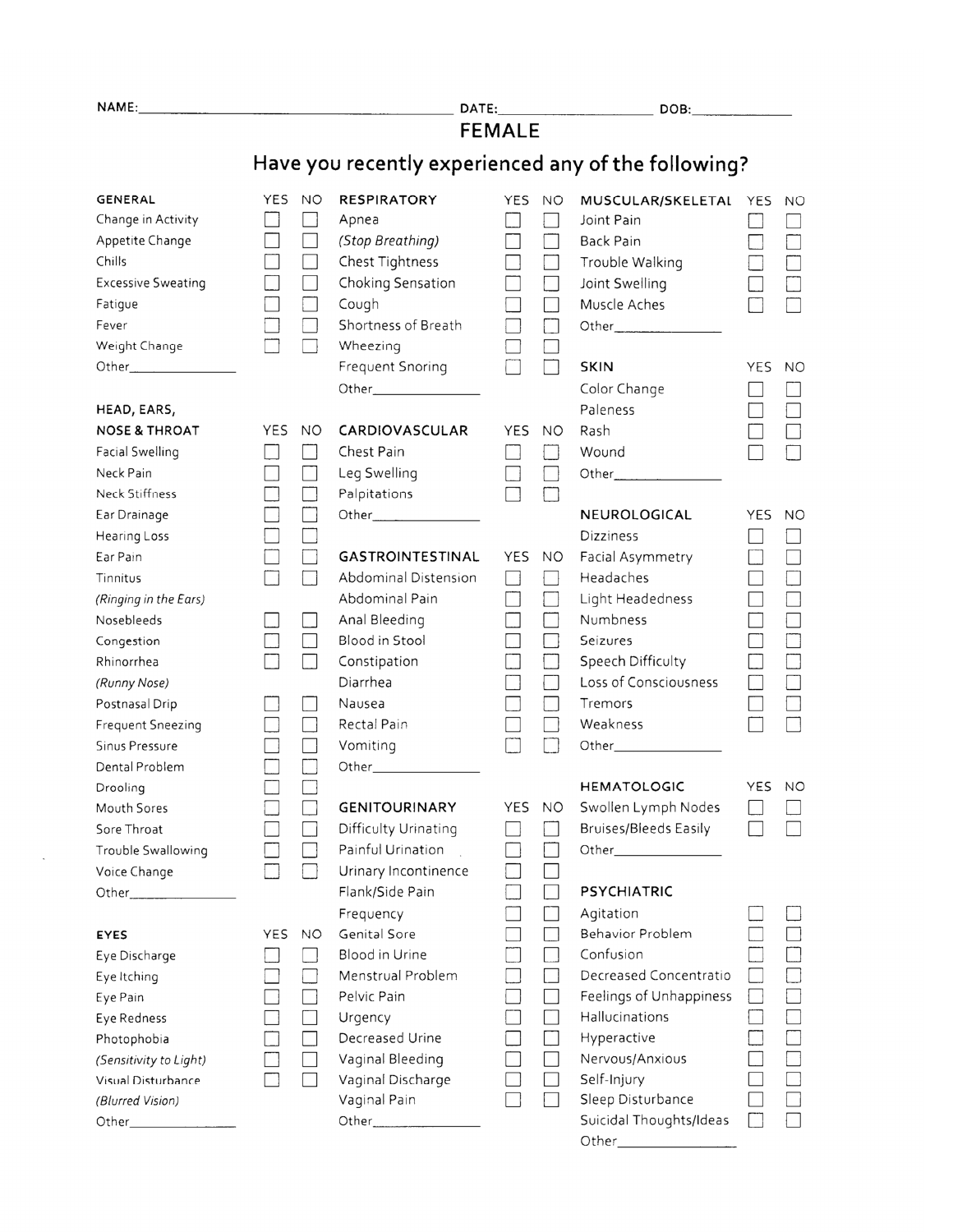NAME:______________________________ DATE:______________ DOB:__________

## FEMALE

## Have you recently experienced any of the following?

| GENERAL | YES | NO |
|---|---|---|
| Change in Activity | ☐ | ☐ |
| Appetite Change | ☐ | ☐ |
| Chills | ☐ | ☐ |
| Excessive Sweating | ☐ | ☐ |
| Fatigue | ☐ | ☐ |
| Fever | ☐ | ☐ |
| Weight Change | ☐ | ☐ |
| Other______________ | | |

| HEAD, EARS, NOSE & THROAT | YES | NO |
|---|---|---|
| Facial Swelling | ☐ | ☐ |
| Neck Pain | ☐ | ☐ |
| Neck Stiffness | ☐ | ☐ |
| Ear Drainage | ☐ | ☐ |
| Hearing Loss | ☐ | ☐ |
| Ear Pain | ☐ | ☐ |
| Tinnitus *(Ringing in the Ears)* | ☐ | ☐ |
| Nosebleeds | ☐ | ☐ |
| Congestion | ☐ | ☐ |
| Rhinorrhea *(Runny Nose)* | ☐ | ☐ |
| Postnasal Drip | ☐ | ☐ |
| Frequent Sneezing | ☐ | ☐ |
| Sinus Pressure | ☐ | ☐ |
| Dental Problem | ☐ | ☐ |
| Drooling | ☐ | ☐ |
| Mouth Sores | ☐ | ☐ |
| Sore Throat | ☐ | ☐ |
| Trouble Swallowing | ☐ | ☐ |
| Voice Change | ☐ | ☐ |
| Other______________ | | |

| EYES | YES | NO |
|---|---|---|
| Eye Discharge | ☐ | ☐ |
| Eye Itching | ☐ | ☐ |
| Eye Pain | ☐ | ☐ |
| Eye Redness | ☐ | ☐ |
| Photophobia *(Sensitivity to Light)* | ☐ | ☐ |
| Visual Disturbance *(Blurred Vision)* | ☐ | ☐ |
| Other______________ | | |

| RESPIRATORY | YES | NO |
|---|---|---|
| Apnea *(Stop Breathing)* | ☐ | ☐ |
| Chest Tightness | ☐ | ☐ |
| Choking Sensation | ☐ | ☐ |
| Cough | ☐ | ☐ |
| Shortness of Breath | ☐ | ☐ |
| Wheezing | ☐ | ☐ |
| Frequent Snoring | ☐ | ☐ |
| Other______________ | | |

| CARDIOVASCULAR | YES | NO |
|---|---|---|
| Chest Pain | ☐ | ☐ |
| Leg Swelling | ☐ | ☐ |
| Palpitations | ☐ | ☐ |
| Other______________ | | |

| GASTROINTESTINAL | YES | NO |
|---|---|---|
| Abdominal Distension | ☐ | ☐ |
| Abdominal Pain | ☐ | ☐ |
| Anal Bleeding | ☐ | ☐ |
| Blood in Stool | ☐ | ☐ |
| Constipation | ☐ | ☐ |
| Diarrhea | ☐ | ☐ |
| Nausea | ☐ | ☐ |
| Rectal Pain | ☐ | ☐ |
| Vomiting | ☐ | ☐ |
| Other______________ | | |

| GENITOURINARY | YES | NO |
|---|---|---|
| Difficulty Urinating | ☐ | ☐ |
| Painful Urination | ☐ | ☐ |
| Urinary Incontinence | ☐ | ☐ |
| Flank/Side Pain | ☐ | ☐ |
| Frequency | ☐ | ☐ |
| Genital Sore | ☐ | ☐ |
| Blood in Urine | ☐ | ☐ |
| Menstrual Problem | ☐ | ☐ |
| Pelvic Pain | ☐ | ☐ |
| Urgency | ☐ | ☐ |
| Decreased Urine | ☐ | ☐ |
| Vaginal Bleeding | ☐ | ☐ |
| Vaginal Discharge | ☐ | ☐ |
| Vaginal Pain | ☐ | ☐ |
| Other______________ | | |

| MUSCULAR/SKELETAL | YES | NO |
|---|---|---|
| Joint Pain | ☐ | ☐ |
| Back Pain | ☐ | ☐ |
| Trouble Walking | ☐ | ☐ |
| Joint Swelling | ☐ | ☐ |
| Muscle Aches | ☐ | ☐ |
| Other______________ | | |

| SKIN | YES | NO |
|---|---|---|
| Color Change | ☐ | ☐ |
| Paleness | ☐ | ☐ |
| Rash | ☐ | ☐ |
| Wound | ☐ | ☐ |
| Other______________ | | |

| NEUROLOGICAL | YES | NO |
|---|---|---|
| Dizziness | ☐ | ☐ |
| Facial Asymmetry | ☐ | ☐ |
| Headaches | ☐ | ☐ |
| Light Headedness | ☐ | ☐ |
| Numbness | ☐ | ☐ |
| Seizures | ☐ | ☐ |
| Speech Difficulty | ☐ | ☐ |
| Loss of Consciousness | ☐ | ☐ |
| Tremors | ☐ | ☐ |
| Weakness | ☐ | ☐ |
| Other______________ | | |

| HEMATOLOGIC | YES | NO |
|---|---|---|
| Swollen Lymph Nodes | ☐ | ☐ |
| Bruises/Bleeds Easily | ☐ | ☐ |
| Other______________ | | |

| PSYCHIATRIC | | |
|---|---|---|
| Agitation | ☐ | ☐ |
| Behavior Problem | ☐ | ☐ |
| Confusion | ☐ | ☐ |
| Decreased Concentratio | ☐ | ☐ |
| Feelings of Unhappiness | ☐ | ☐ |
| Hallucinations | ☐ | ☐ |
| Hyperactive | ☐ | ☐ |
| Nervous/Anxious | ☐ | ☐ |
| Self-Injury | ☐ | ☐ |
| Sleep Disturbance | ☐ | ☐ |
| Suicidal Thoughts/Ideas | ☐ | ☐ |
| Other______________ | | |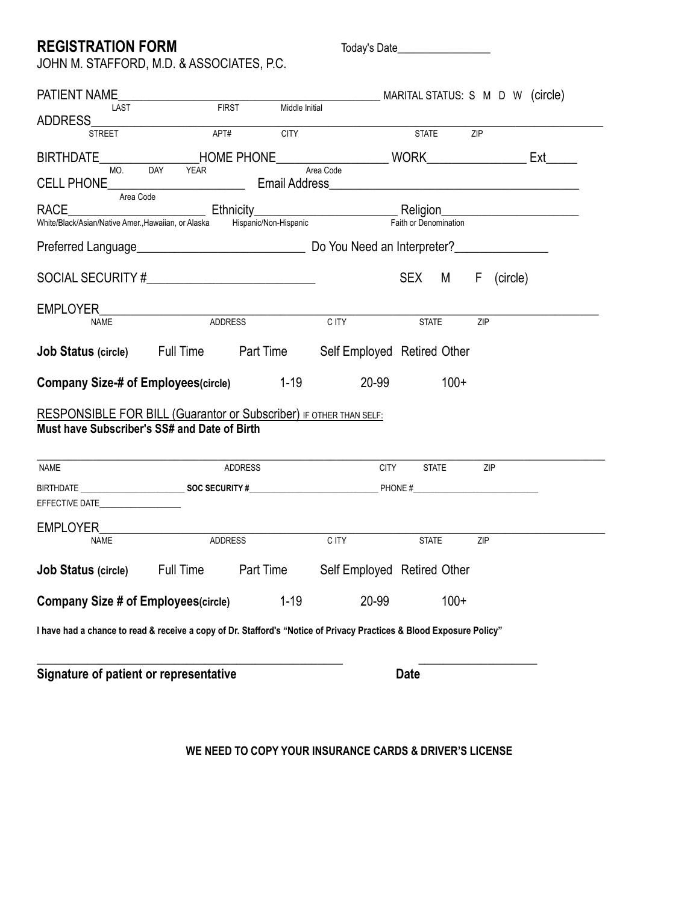# REGISTRATION FORM

Today's Date________________

JOHN M. STAFFORD, M.D. & ASSOCIATES, P.C.

PATIENT NAME__________________________________________ MARITAL STATUS: S M D W (circle)
LAST FIRST Middle Initial

ADDRESS__________________________________________________________________________
STREET APT# CITY STATE ZIP

BIRTHDATE_______________HOME PHONE_________________ WORK________________ Ext_____
MO. DAY YEAR Area Code

CELL PHONE______________________ Email Address________________________________________
Area Code

RACE______________________ Ethnicity______________________ Religion_____________________
White/Black/Asian/Native Amer.,Hawaiian, or Alaska Hispanic/Non-Hispanic Faith or Denomination

Preferred Language__________________________ Do You Need an Interpreter?______________

SOCIAL SECURITY #_________________________ SEX M F (circle)

EMPLOYER_________________________________________________________________________
NAME ADDRESS CITY STATE ZIP

**Job Status (circle)** Full Time Part Time Self Employed Retired Other

**Company Size-# of Employees(circle)** 1-19 20-99 100+

RESPONSIBLE FOR BILL (Guarantor or Subscriber) IF OTHER THAN SELF:
**Must have Subscriber's SS# and Date of Birth**

_________________________________________________________________________________
NAME ADDRESS CITY STATE ZIP

BIRTHDATE _______________________ **SOC SECURITY #**____________________________ PHONE #____________________________

EFFECTIVE DATE_________________

EMPLOYER_________________________________________________________________________
NAME ADDRESS CITY STATE ZIP

**Job Status (circle)** Full Time Part Time Self Employed Retired Other

**Company Size # of Employees(circle)** 1-19 20-99 100+

**I have had a chance to read & receive a copy of Dr. Stafford's "Notice of Privacy Practices & Blood Exposure Policy"**

_______________________________________________ ___________________
**Signature of patient or representative** **Date**

**WE NEED TO COPY YOUR INSURANCE CARDS & DRIVER'S LICENSE**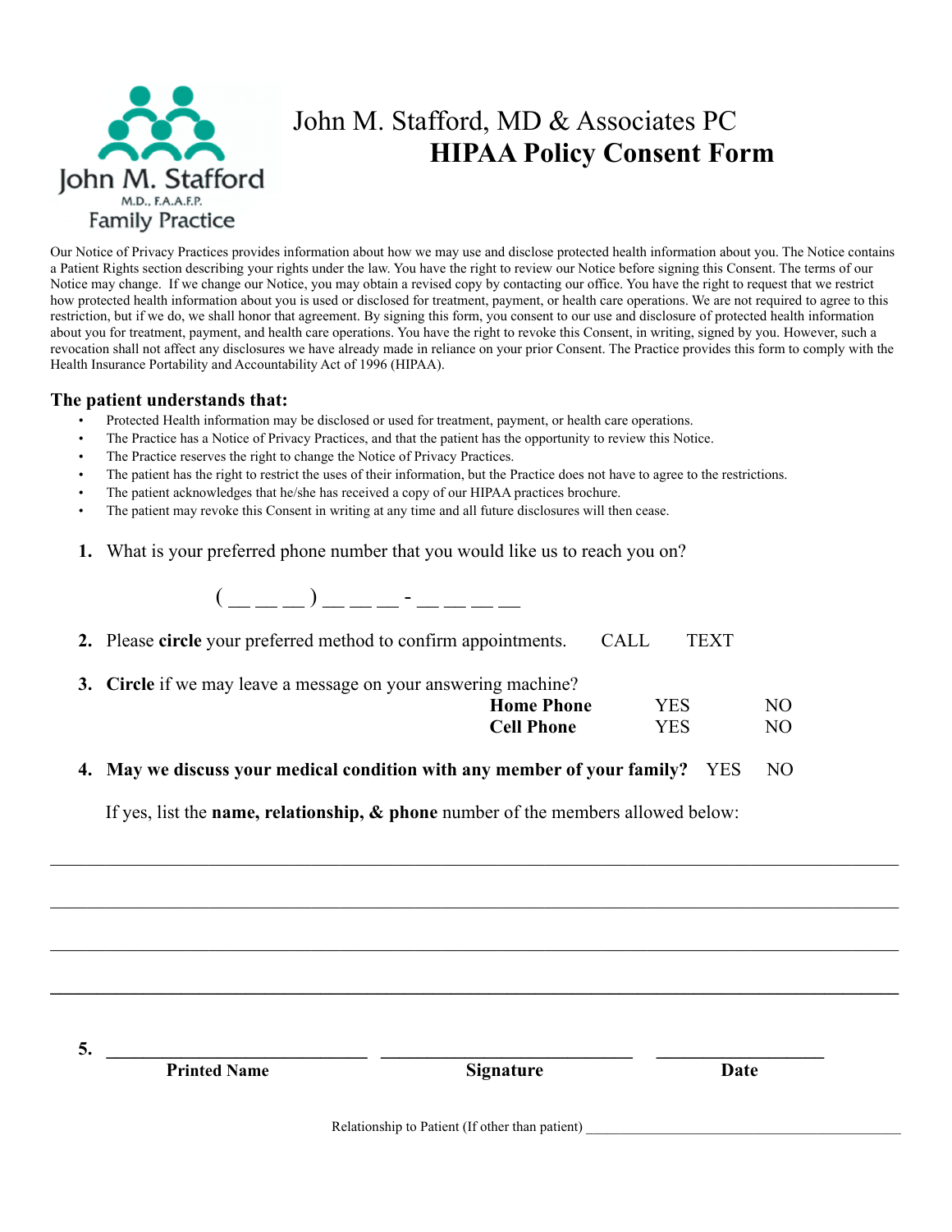John M. Stafford
M.D., F.A.A.F.P.
Family Practice

# John M. Stafford, MD & Associates PC
## HIPAA Policy Consent Form

Our Notice of Privacy Practices provides information about how we may use and disclose protected health information about you. The Notice contains a Patient Rights section describing your rights under the law. You have the right to review our Notice before signing this Consent. The terms of our Notice may change. If we change our Notice, you may obtain a revised copy by contacting our office. You have the right to request that we restrict how protected health information about you is used or disclosed for treatment, payment, or health care operations. We are not required to agree to this restriction, but if we do, we shall honor that agreement. By signing this form, you consent to our use and disclosure of protected health information about you for treatment, payment, and health care operations. You have the right to revoke this Consent, in writing, signed by you. However, such a revocation shall not affect any disclosures we have already made in reliance on your prior Consent. The Practice provides this form to comply with the Health Insurance Portability and Accountability Act of 1996 (HIPAA).

### The patient understands that:

- Protected Health information may be disclosed or used for treatment, payment, or health care operations.
- The Practice has a Notice of Privacy Practices, and that the patient has the opportunity to review this Notice.
- The Practice reserves the right to change the Notice of Privacy Practices.
- The patient has the right to restrict the uses of their information, but the Practice does not have to agree to the restrictions.
- The patient acknowledges that he/she has received a copy of our HIPAA practices brochure.
- The patient may revoke this Consent in writing at any time and all future disclosures will then cease.

1. What is your preferred phone number that you would like us to reach you on?

   ( __ __ __ ) __ __ __ - __ __ __ __

2. Please **circle** your preferred method to confirm appointments. CALL TEXT

3. **Circle** if we may leave a message on your answering machine?

   **Home Phone** YES NO
   **Cell Phone** YES NO

4. **May we discuss your medical condition with any member of your family?** YES NO

   If yes, list the **name, relationship, & phone** number of the members allowed below:

______________________________________________________________________

______________________________________________________________________

______________________________________________________________________

______________________________________________________________________

5. ____________________________ ____________________________ ____________________
   **Printed Name** **Signature** **Date**

Relationship to Patient (If other than patient) ____________________________________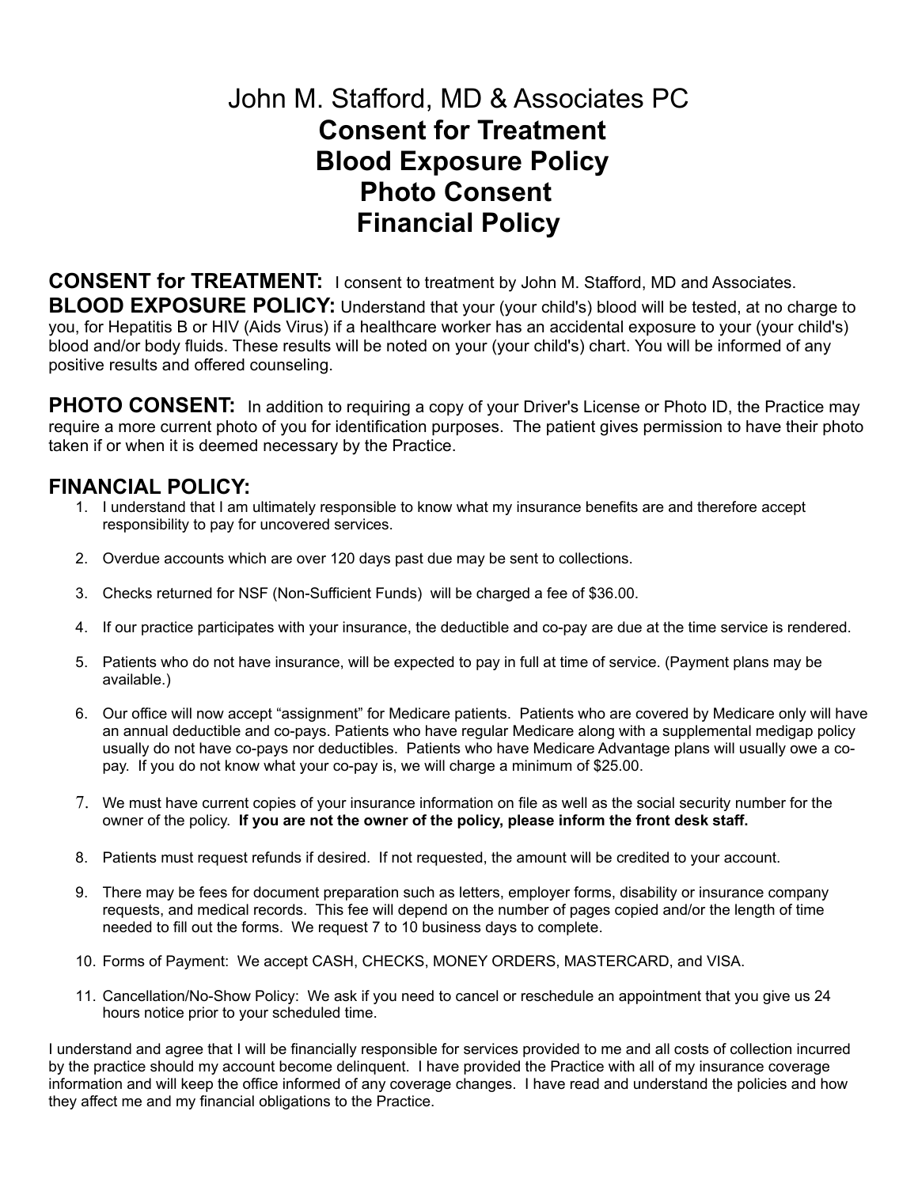# John M. Stafford, MD & Associates PC

# Consent for Treatment
# Blood Exposure Policy
# Photo Consent
# Financial Policy

**CONSENT for TREATMENT:** I consent to treatment by John M. Stafford, MD and Associates.

**BLOOD EXPOSURE POLICY:** Understand that your (your child's) blood will be tested, at no charge to you, for Hepatitis B or HIV (Aids Virus) if a healthcare worker has an accidental exposure to your (your child's) blood and/or body fluids. These results will be noted on your (your child's) chart. You will be informed of any positive results and offered counseling.

**PHOTO CONSENT:** In addition to requiring a copy of your Driver's License or Photo ID, the Practice may require a more current photo of you for identification purposes. The patient gives permission to have their photo taken if or when it is deemed necessary by the Practice.

## FINANCIAL POLICY:

1. I understand that I am ultimately responsible to know what my insurance benefits are and therefore accept responsibility to pay for uncovered services.
2. Overdue accounts which are over 120 days past due may be sent to collections.
3. Checks returned for NSF (Non-Sufficient Funds) will be charged a fee of $36.00.
4. If our practice participates with your insurance, the deductible and co-pay are due at the time service is rendered.
5. Patients who do not have insurance, will be expected to pay in full at time of service. (Payment plans may be available.)
6. Our office will now accept "assignment" for Medicare patients. Patients who are covered by Medicare only will have an annual deductible and co-pays. Patients who have regular Medicare along with a supplemental medigap policy usually do not have co-pays nor deductibles. Patients who have Medicare Advantage plans will usually owe a co-pay. If you do not know what your co-pay is, we will charge a minimum of $25.00.
7. We must have current copies of your insurance information on file as well as the social security number for the owner of the policy. **If you are not the owner of the policy, please inform the front desk staff.**
8. Patients must request refunds if desired. If not requested, the amount will be credited to your account.
9. There may be fees for document preparation such as letters, employer forms, disability or insurance company requests, and medical records. This fee will depend on the number of pages copied and/or the length of time needed to fill out the forms. We request 7 to 10 business days to complete.
10. Forms of Payment: We accept CASH, CHECKS, MONEY ORDERS, MASTERCARD, and VISA.
11. Cancellation/No-Show Policy: We ask if you need to cancel or reschedule an appointment that you give us 24 hours notice prior to your scheduled time.

I understand and agree that I will be financially responsible for services provided to me and all costs of collection incurred by the practice should my account become delinquent. I have provided the Practice with all of my insurance coverage information and will keep the office informed of any coverage changes. I have read and understand the policies and how they affect me and my financial obligations to the Practice.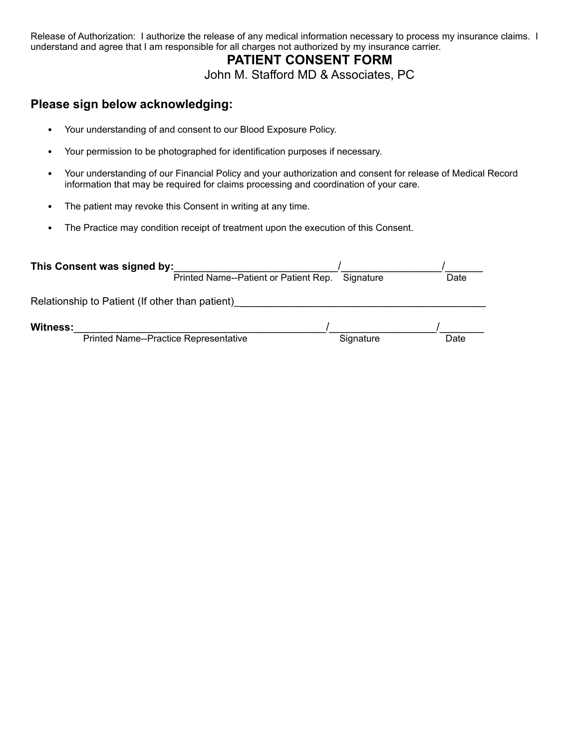Release of Authorization: I authorize the release of any medical information necessary to process my insurance claims. I understand and agree that I am responsible for all charges not authorized by my insurance carrier.

# PATIENT CONSENT FORM

John M. Stafford MD & Associates, PC

## Please sign below acknowledging:

- Your understanding of and consent to our Blood Exposure Policy.
- Your permission to be photographed for identification purposes if necessary.
- Your understanding of our Financial Policy and your authorization and consent for release of Medical Record information that may be required for claims processing and coordination of your care.
- The patient may revoke this Consent in writing at any time.
- The Practice may condition receipt of treatment upon the execution of this Consent.

**This Consent was signed by:**_____________________________/_________________/_______

Printed Name--Patient or Patient Rep. Signature Date

Relationship to Patient (If other than patient)____________________________________________

**Witness:**_____________________________________________/__________________/________

Printed Name--Practice Representative Signature Date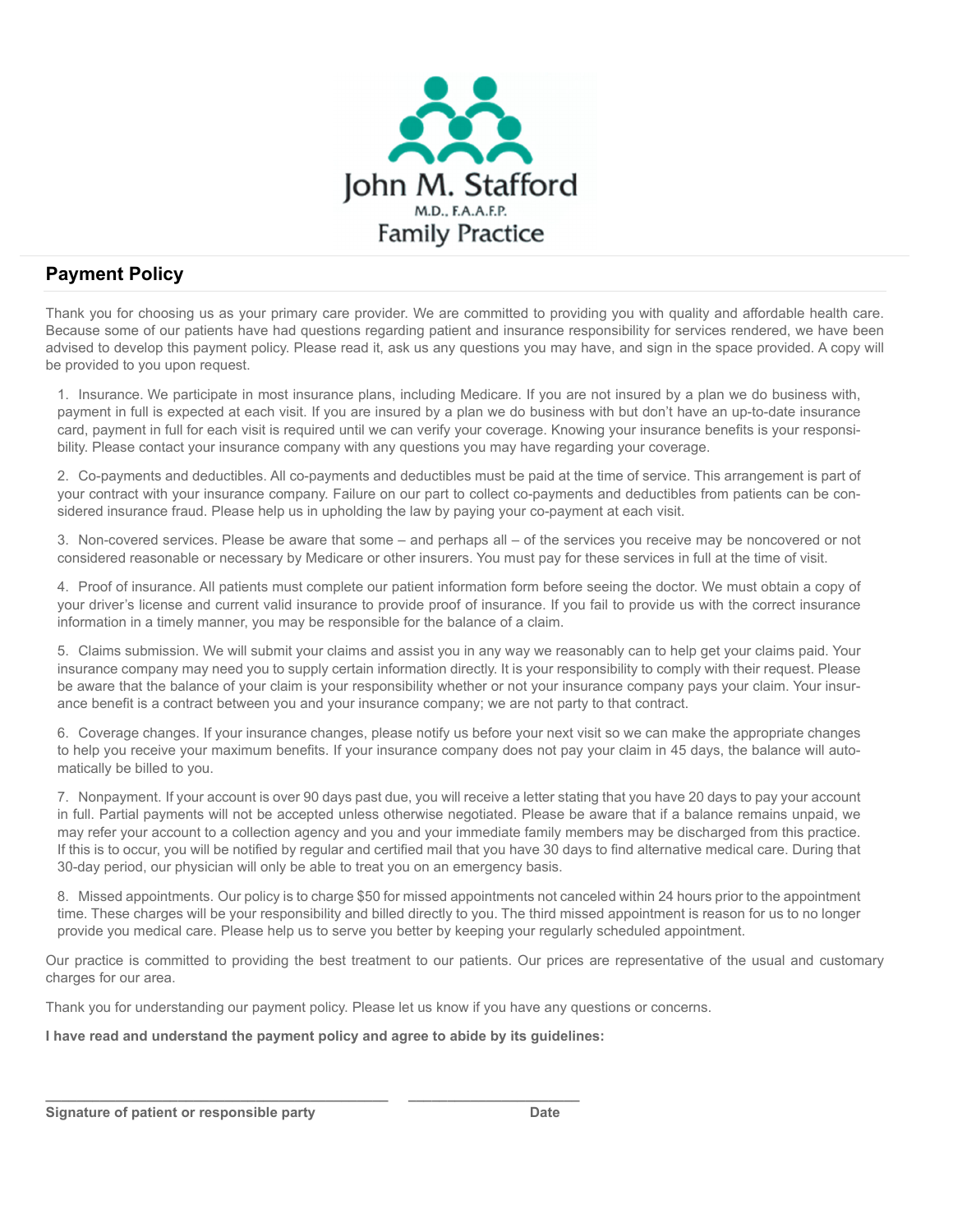John M. Stafford
M.D., F.A.A.F.P.
Family Practice

## Payment Policy

Thank you for choosing us as your primary care provider. We are committed to providing you with quality and affordable health care. Because some of our patients have had questions regarding patient and insurance responsibility for services rendered, we have been advised to develop this payment policy. Please read it, ask us any questions you may have, and sign in the space provided. A copy will be provided to you upon request.

1. Insurance. We participate in most insurance plans, including Medicare. If you are not insured by a plan we do business with, payment in full is expected at each visit. If you are insured by a plan we do business with but don't have an up-to-date insurance card, payment in full for each visit is required until we can verify your coverage. Knowing your insurance benefits is your responsibility. Please contact your insurance company with any questions you may have regarding your coverage.

2. Co-payments and deductibles. All co-payments and deductibles must be paid at the time of service. This arrangement is part of your contract with your insurance company. Failure on our part to collect co-payments and deductibles from patients can be considered insurance fraud. Please help us in upholding the law by paying your co-payment at each visit.

3. Non-covered services. Please be aware that some – and perhaps all – of the services you receive may be noncovered or not considered reasonable or necessary by Medicare or other insurers. You must pay for these services in full at the time of visit.

4. Proof of insurance. All patients must complete our patient information form before seeing the doctor. We must obtain a copy of your driver's license and current valid insurance to provide proof of insurance. If you fail to provide us with the correct insurance information in a timely manner, you may be responsible for the balance of a claim.

5. Claims submission. We will submit your claims and assist you in any way we reasonably can to help get your claims paid. Your insurance company may need you to supply certain information directly. It is your responsibility to comply with their request. Please be aware that the balance of your claim is your responsibility whether or not your insurance company pays your claim. Your insurance benefit is a contract between you and your insurance company; we are not party to that contract.

6. Coverage changes. If your insurance changes, please notify us before your next visit so we can make the appropriate changes to help you receive your maximum benefits. If your insurance company does not pay your claim in 45 days, the balance will automatically be billed to you.

7. Nonpayment. If your account is over 90 days past due, you will receive a letter stating that you have 20 days to pay your account in full. Partial payments will not be accepted unless otherwise negotiated. Please be aware that if a balance remains unpaid, we may refer your account to a collection agency and you and your immediate family members may be discharged from this practice. If this is to occur, you will be notified by regular and certified mail that you have 30 days to find alternative medical care. During that 30-day period, our physician will only be able to treat you on an emergency basis.

8. Missed appointments. Our policy is to charge $50 for missed appointments not canceled within 24 hours prior to the appointment time. These charges will be your responsibility and billed directly to you. The third missed appointment is reason for us to no longer provide you medical care. Please help us to serve you better by keeping your regularly scheduled appointment.

Our practice is committed to providing the best treatment to our patients. Our prices are representative of the usual and customary charges for our area.

Thank you for understanding our payment policy. Please let us know if you have any questions or concerns.

**I have read and understand the payment policy and agree to abide by its guidelines:**

\_\_\_\_\_\_\_\_\_\_\_\_\_\_\_\_\_\_\_\_\_\_\_\_\_\_\_\_\_\_\_\_\_\_\_\_\_\_\_\_ \_\_\_\_\_\_\_\_\_\_\_\_\_\_\_\_\_\_\_\_\_\_

**Signature of patient or responsible party** **Date**